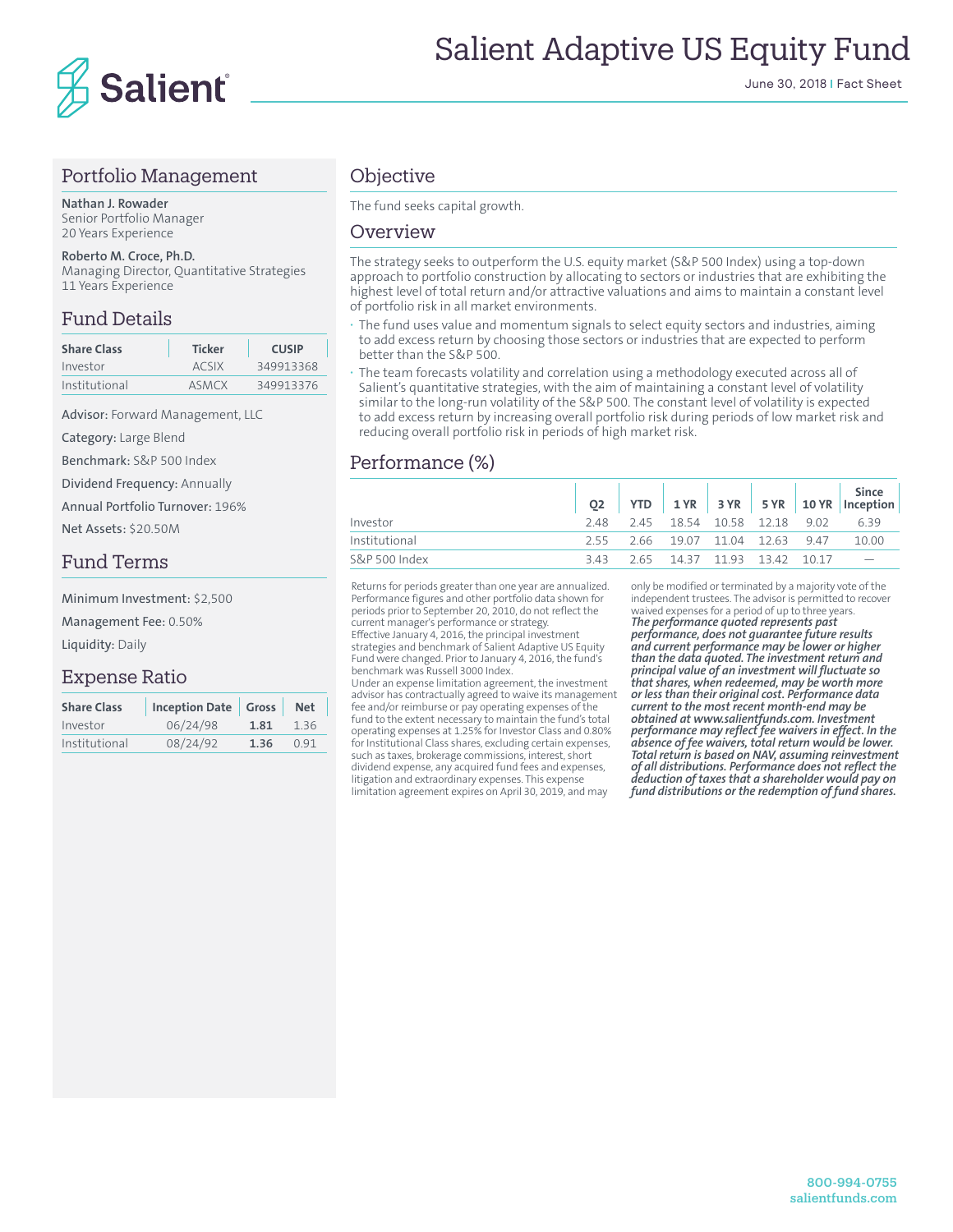# Salient Adaptive US Equity Fund

June 30, 2018 | Fact Sheet

## Portfolio Management

**Nathan J. Rowader**
Senior Portfolio Manager
20 Years Experience

**Roberto M. Croce, Ph.D.**
Managing Director, Quantitative Strategies
11 Years Experience

## Fund Details

| Share Class | Ticker | CUSIP |
|---|---|---|
| Investor | ACSIX | 349913368 |
| Institutional | ASMCX | 349913376 |

Advisor: Forward Management, LLC

Category: Large Blend

Benchmark: S&P 500 Index

Dividend Frequency: Annually

Annual Portfolio Turnover: 196%

Net Assets: $20.50M

## Fund Terms

Minimum Investment: $2,500

Management Fee: 0.50%

Liquidity: Daily

## Expense Ratio

| Share Class | Inception Date | Gross | Net |
|---|---|---|---|
| Investor | 06/24/98 | **1.81** | 1.36 |
| Institutional | 08/24/92 | **1.36** | 0.91 |

## Objective

The fund seeks capital growth.

## Overview

The strategy seeks to outperform the U.S. equity market (S&P 500 Index) using a top-down approach to portfolio construction by allocating to sectors or industries that are exhibiting the highest level of total return and/or attractive valuations and aims to maintain a constant level of portfolio risk in all market environments.

- The fund uses value and momentum signals to select equity sectors and industries, aiming to add excess return by choosing those sectors or industries that are expected to perform better than the S&P 500.
- The team forecasts volatility and correlation using a methodology executed across all of Salient's quantitative strategies, with the aim of maintaining a constant level of volatility similar to the long-run volatility of the S&P 500. The constant level of volatility is expected to add excess return by increasing overall portfolio risk during periods of low market risk and reducing overall portfolio risk in periods of high market risk.

## Performance (%)

| | Q2 | YTD | 1 YR | 3 YR | 5 YR | 10 YR | Since Inception |
|---|---|---|---|---|---|---|---|
| Investor | 2.48 | 2.45 | 18.54 | 10.58 | 12.18 | 9.02 | 6.39 |
| Institutional | 2.55 | 2.66 | 19.07 | 11.04 | 12.63 | 9.47 | 10.00 |
| S&P 500 Index | 3.43 | 2.65 | 14.37 | 11.93 | 13.42 | 10.17 | — |

Returns for periods greater than one year are annualized. Performance figures and other portfolio data shown for periods prior to September 20, 2010, do not reflect the current manager's performance or strategy.
Effective January 4, 2016, the principal investment strategies and benchmark of Salient Adaptive US Equity Fund were changed. Prior to January 4, 2016, the fund's benchmark was Russell 3000 Index.
Under an expense limitation agreement, the investment advisor has contractually agreed to waive its management fee and/or reimburse or pay operating expenses of the fund to the extent necessary to maintain the fund's total operating expenses at 1.25% for Investor Class and 0.80% for Institutional Class shares, excluding certain expenses, such as taxes, brokerage commissions, interest, short dividend expense, any acquired fund fees and expenses, litigation and extraordinary expenses. This expense limitation agreement expires on April 30, 2019, and may only be modified or terminated by a majority vote of the independent trustees. The advisor is permitted to recover waived expenses for a period of up to three years.
***The performance quoted represents past performance, does not guarantee future results and current performance may be lower or higher than the data quoted. The investment return and principal value of an investment will fluctuate so that shares, when redeemed, may be worth more or less than their original cost. Performance data current to the most recent month-end may be obtained at www.salientfunds.com. Investment performance may reflect fee waivers in effect. In the absence of fee waivers, total return would be lower. Total return is based on NAV, assuming reinvestment of all distributions. Performance does not reflect the deduction of taxes that a shareholder would pay on fund distributions or the redemption of fund shares.***

800-994-0755
salientfunds.com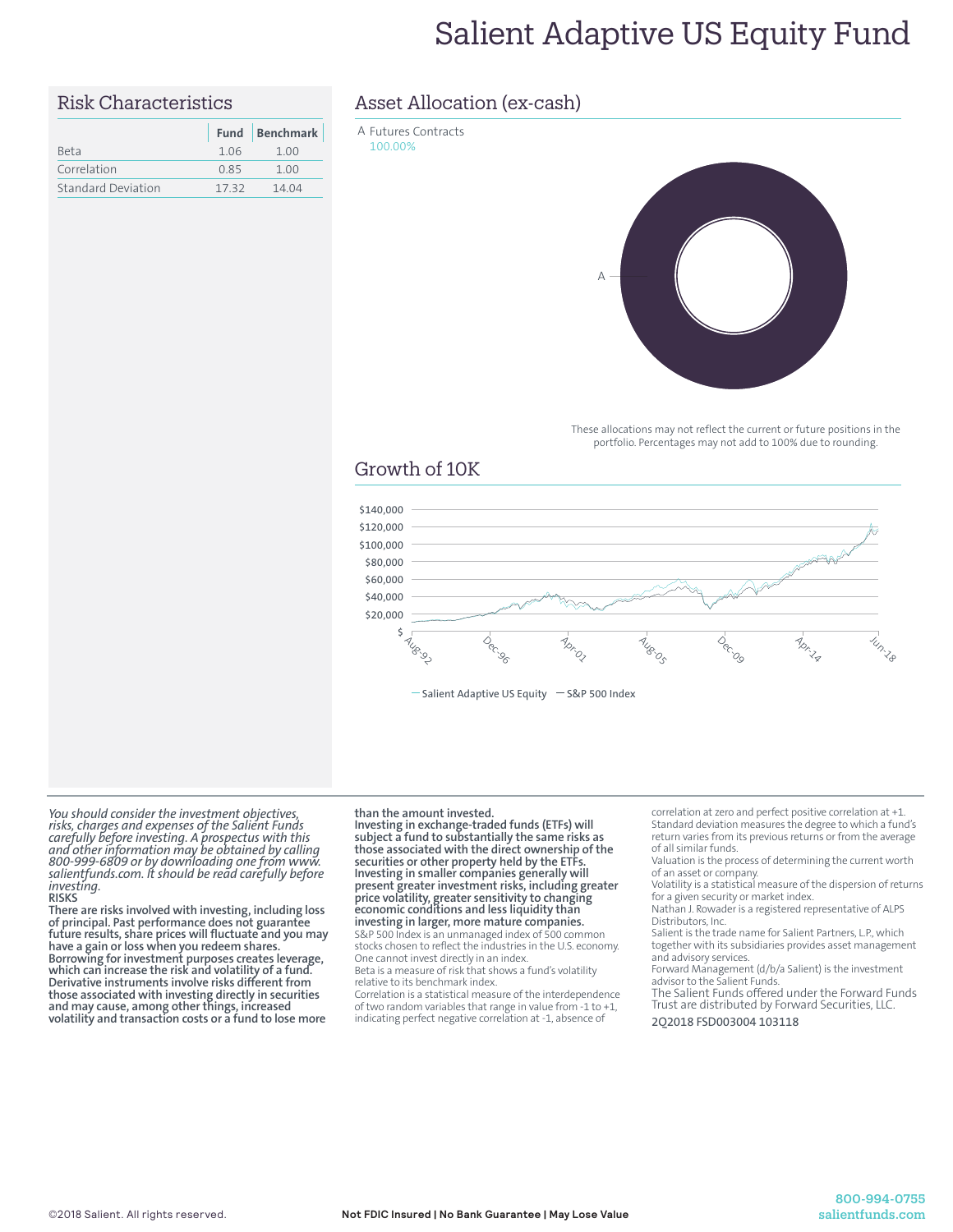# Salient Adaptive US Equity Fund

## Risk Characteristics

| | Fund | Benchmark |
|---|---|---|
| Beta | 1.06 | 1.00 |
| Correlation | 0.85 | 1.00 |
| Standard Deviation | 17.32 | 14.04 |

## Asset Allocation (ex-cash)

A Futures Contracts
100.00%

A

These allocations may not reflect the current or future positions in the portfolio. Percentages may not add to 100% due to rounding.

## Growth of 10K

$140,000
$120,000
$100,000
$80,000
$60,000
$40,000
$20,000
$

Aug-92
Dec-96
Apr-01
Aug-05
Dec-09
Apr-14
Jun-18

— Salient Adaptive US Equity — S&P 500 Index

*You should consider the investment objectives, risks, charges and expenses of the Salient Funds carefully before investing. A prospectus with this and other information may be obtained by calling 800-999-6809 or by downloading one from www.salientfunds.com. It should be read carefully before investing.*

**RISKS**

**There are risks involved with investing, including loss of principal. Past performance does not guarantee future results, share prices will fluctuate and you may have a gain or loss when you redeem shares. Borrowing for investment purposes creates leverage, which can increase the risk and volatility of a fund. Derivative instruments involve risks different from those associated with investing directly in securities and may cause, among other things, increased volatility and transaction costs or a fund to lose more than the amount invested.**

**Investing in exchange-traded funds (ETFs) will subject a fund to substantially the same risks as those associated with the direct ownership of the securities or other property held by the ETFs.**

**Investing in smaller companies generally will present greater investment risks, including greater price volatility, greater sensitivity to changing economic conditions and less liquidity than investing in larger, more mature companies.**

S&P 500 Index is an unmanaged index of 500 common stocks chosen to reflect the industries in the U.S. economy. One cannot invest directly in an index.

Beta is a measure of risk that shows a fund's volatility relative to its benchmark index.

Correlation is a statistical measure of the interdependence of two random variables that range in value from -1 to +1, indicating perfect negative correlation at -1, absence of correlation at zero and perfect positive correlation at +1.

Standard deviation measures the degree to which a fund's return varies from its previous returns or from the average of all similar funds.

Valuation is the process of determining the current worth of an asset or company.

Volatility is a statistical measure of the dispersion of returns for a given security or market index.

Nathan J. Rowader is a registered representative of ALPS Distributors, Inc.

Salient is the trade name for Salient Partners, L.P., which together with its subsidiaries provides asset management and advisory services.

Forward Management (d/b/a Salient) is the investment advisor to the Salient Funds.

The Salient Funds offered under the Forward Funds Trust are distributed by Forward Securities, LLC.

2Q2018 FSD003004 103118

©2018 Salient. All rights reserved.

**Not FDIC Insured | No Bank Guarantee | May Lose Value**

**800-994-0755**
**salientfunds.com**